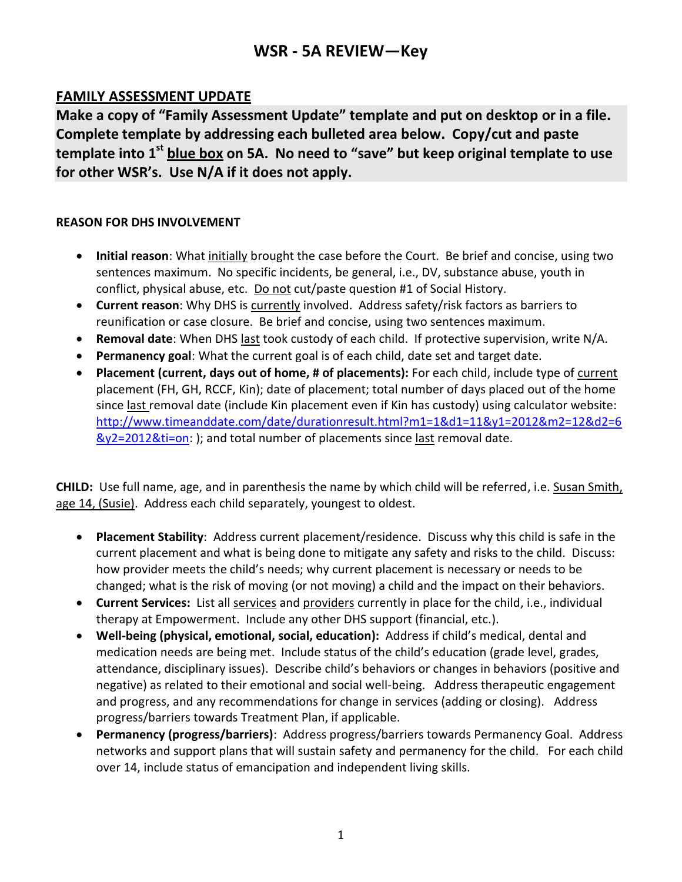# WSR - 5A REVIEW—Key

## FAMILY ASSESSMENT UPDATE

**Make a copy of "Family Assessment Update" template and put on desktop or in a file. Complete template by addressing each bulleted area below. Copy/cut and paste template into 1st blue box on 5A. No need to "save" but keep original template to use for other WSR's. Use N/A if it does not apply.**

**REASON FOR DHS INVOLVEMENT**

- **Initial reason**: What initially brought the case before the Court. Be brief and concise, using two sentences maximum. No specific incidents, be general, i.e., DV, substance abuse, youth in conflict, physical abuse, etc. Do not cut/paste question #1 of Social History.
- **Current reason**: Why DHS is currently involved. Address safety/risk factors as barriers to reunification or case closure. Be brief and concise, using two sentences maximum.
- **Removal date**: When DHS last took custody of each child. If protective supervision, write N/A.
- **Permanency goal**: What the current goal is of each child, date set and target date.
- **Placement (current, days out of home, # of placements):** For each child, include type of current placement (FH, GH, RCCF, Kin); date of placement; total number of days placed out of the home since last removal date (include Kin placement even if Kin has custody) using calculator website: http://www.timeanddate.com/date/durationresult.html?m1=1&d1=11&y1=2012&m2=12&d2=6&y2=2012&ti=on: ); and total number of placements since last removal date.

**CHILD:** Use full name, age, and in parenthesis the name by which child will be referred, i.e. Susan Smith, age 14, (Susie). Address each child separately, youngest to oldest.

- **Placement Stability**: Address current placement/residence. Discuss why this child is safe in the current placement and what is being done to mitigate any safety and risks to the child. Discuss: how provider meets the child's needs; why current placement is necessary or needs to be changed; what is the risk of moving (or not moving) a child and the impact on their behaviors.
- **Current Services:** List all services and providers currently in place for the child, i.e., individual therapy at Empowerment. Include any other DHS support (financial, etc.).
- **Well-being (physical, emotional, social, education):** Address if child's medical, dental and medication needs are being met. Include status of the child's education (grade level, grades, attendance, disciplinary issues). Describe child's behaviors or changes in behaviors (positive and negative) as related to their emotional and social well-being. Address therapeutic engagement and progress, and any recommendations for change in services (adding or closing). Address progress/barriers towards Treatment Plan, if applicable.
- **Permanency (progress/barriers)**: Address progress/barriers towards Permanency Goal. Address networks and support plans that will sustain safety and permanency for the child. For each child over 14, include status of emancipation and independent living skills.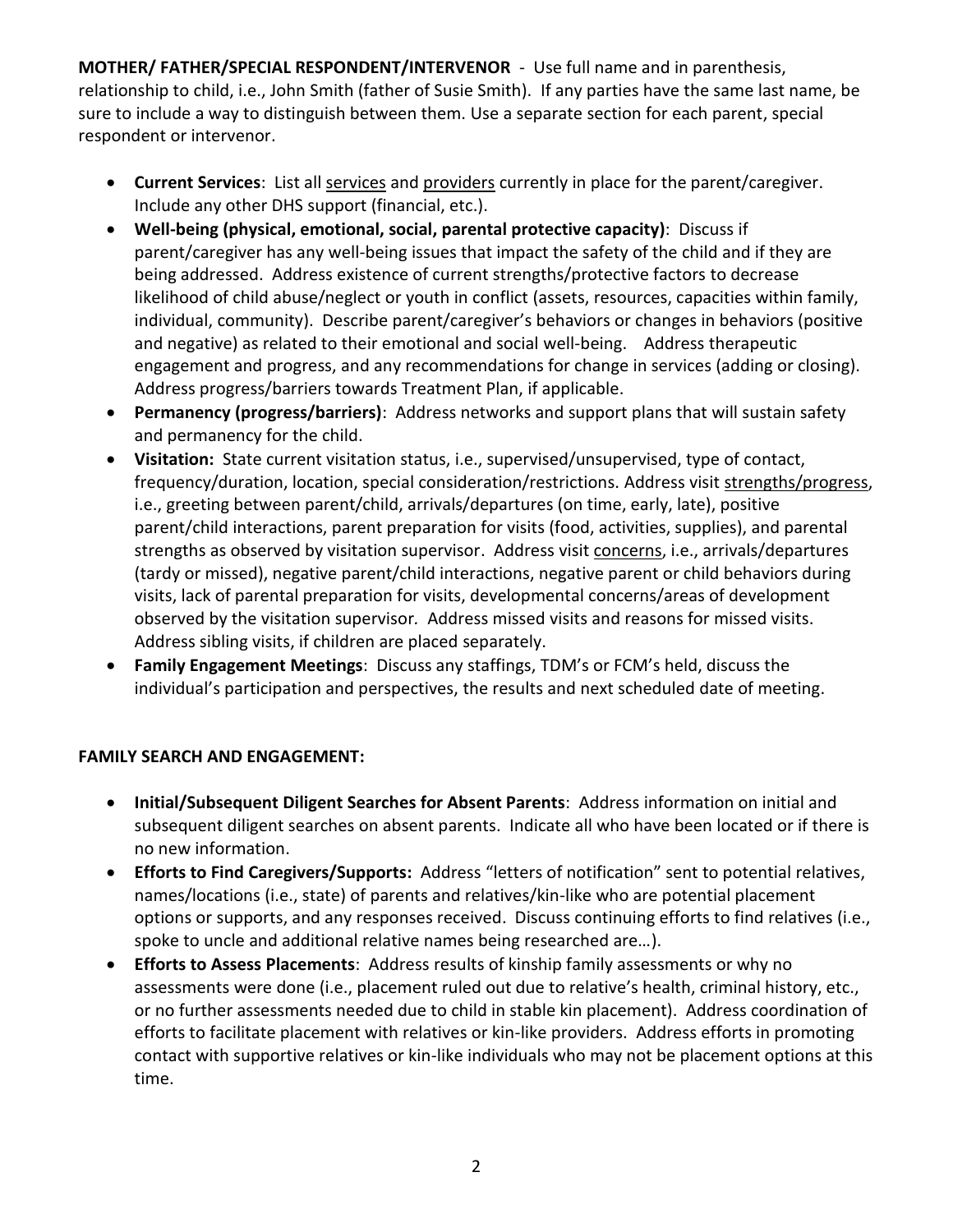**MOTHER/ FATHER/SPECIAL RESPONDENT/INTERVENOR** - Use full name and in parenthesis, relationship to child, i.e., John Smith (father of Susie Smith). If any parties have the same last name, be sure to include a way to distinguish between them. Use a separate section for each parent, special respondent or intervenor.

- **Current Services**: List all <u>services</u> and <u>providers</u> currently in place for the parent/caregiver. Include any other DHS support (financial, etc.).
- **Well-being (physical, emotional, social, parental protective capacity)**: Discuss if parent/caregiver has any well-being issues that impact the safety of the child and if they are being addressed. Address existence of current strengths/protective factors to decrease likelihood of child abuse/neglect or youth in conflict (assets, resources, capacities within family, individual, community). Describe parent/caregiver's behaviors or changes in behaviors (positive and negative) as related to their emotional and social well-being. Address therapeutic engagement and progress, and any recommendations for change in services (adding or closing). Address progress/barriers towards Treatment Plan, if applicable.
- **Permanency (progress/barriers)**: Address networks and support plans that will sustain safety and permanency for the child.
- **Visitation:** State current visitation status, i.e., supervised/unsupervised, type of contact, frequency/duration, location, special consideration/restrictions. Address visit <u>strengths/progress</u>, i.e., greeting between parent/child, arrivals/departures (on time, early, late), positive parent/child interactions, parent preparation for visits (food, activities, supplies), and parental strengths as observed by visitation supervisor. Address visit <u>concerns</u>, i.e., arrivals/departures (tardy or missed), negative parent/child interactions, negative parent or child behaviors during visits, lack of parental preparation for visits, developmental concerns/areas of development observed by the visitation supervisor. Address missed visits and reasons for missed visits. Address sibling visits, if children are placed separately.
- **Family Engagement Meetings**: Discuss any staffings, TDM's or FCM's held, discuss the individual's participation and perspectives, the results and next scheduled date of meeting.

**FAMILY SEARCH AND ENGAGEMENT:**

- **Initial/Subsequent Diligent Searches for Absent Parents**: Address information on initial and subsequent diligent searches on absent parents. Indicate all who have been located or if there is no new information.
- **Efforts to Find Caregivers/Supports:** Address "letters of notification" sent to potential relatives, names/locations (i.e., state) of parents and relatives/kin-like who are potential placement options or supports, and any responses received. Discuss continuing efforts to find relatives (i.e., spoke to uncle and additional relative names being researched are…).
- **Efforts to Assess Placements**: Address results of kinship family assessments or why no assessments were done (i.e., placement ruled out due to relative's health, criminal history, etc., or no further assessments needed due to child in stable kin placement). Address coordination of efforts to facilitate placement with relatives or kin-like providers. Address efforts in promoting contact with supportive relatives or kin-like individuals who may not be placement options at this time.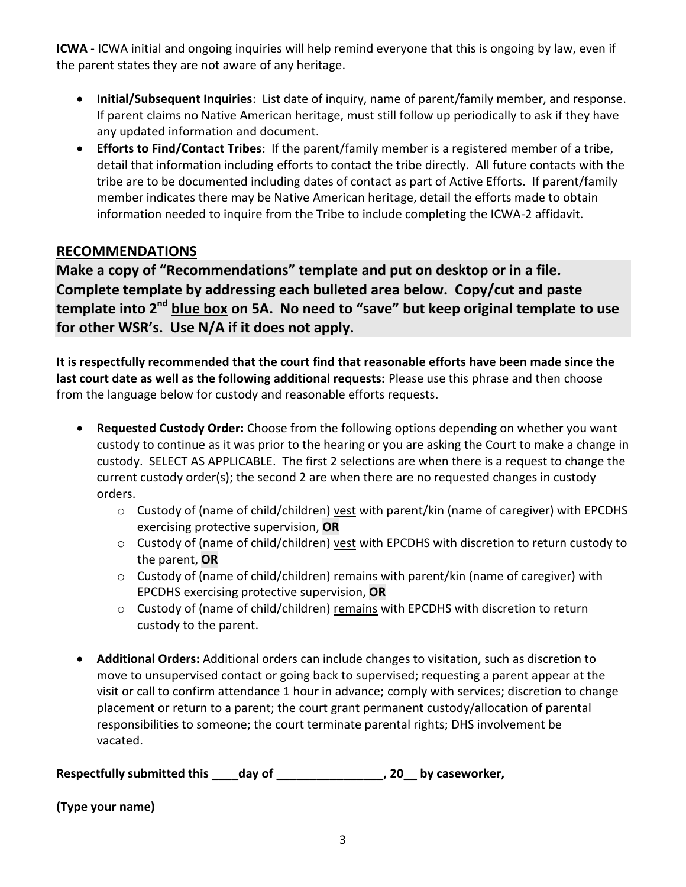**ICWA** - ICWA initial and ongoing inquiries will help remind everyone that this is ongoing by law, even if the parent states they are not aware of any heritage.

- **Initial/Subsequent Inquiries**: List date of inquiry, name of parent/family member, and response. If parent claims no Native American heritage, must still follow up periodically to ask if they have any updated information and document.
- **Efforts to Find/Contact Tribes**: If the parent/family member is a registered member of a tribe, detail that information including efforts to contact the tribe directly. All future contacts with the tribe are to be documented including dates of contact as part of Active Efforts. If parent/family member indicates there may be Native American heritage, detail the efforts made to obtain information needed to inquire from the Tribe to include completing the ICWA-2 affidavit.

## RECOMMENDATIONS

**Make a copy of "Recommendations" template and put on desktop or in a file. Complete template by addressing each bulleted area below. Copy/cut and paste template into 2nd blue box on 5A. No need to "save" but keep original template to use for other WSR's. Use N/A if it does not apply.**

**It is respectfully recommended that the court find that reasonable efforts have been made since the last court date as well as the following additional requests:** Please use this phrase and then choose from the language below for custody and reasonable efforts requests.

- **Requested Custody Order:** Choose from the following options depending on whether you want custody to continue as it was prior to the hearing or you are asking the Court to make a change in custody. SELECT AS APPLICABLE. The first 2 selections are when there is a request to change the current custody order(s); the second 2 are when there are no requested changes in custody orders.
  - Custody of (name of child/children) vest with parent/kin (name of caregiver) with EPCDHS exercising protective supervision, **OR**
  - Custody of (name of child/children) vest with EPCDHS with discretion to return custody to the parent, **OR**
  - Custody of (name of child/children) remains with parent/kin (name of caregiver) with EPCDHS exercising protective supervision, **OR**
  - Custody of (name of child/children) remains with EPCDHS with discretion to return custody to the parent.

- **Additional Orders:** Additional orders can include changes to visitation, such as discretion to move to unsupervised contact or going back to supervised; requesting a parent appear at the visit or call to confirm attendance 1 hour in advance; comply with services; discretion to change placement or return to a parent; the court grant permanent custody/allocation of parental responsibilities to someone; the court terminate parental rights; DHS involvement be vacated.

**Respectfully submitted this \_\_\_\_day of \_\_\_\_\_\_\_\_\_\_\_\_\_\_\_\_, 20\_\_ by caseworker,**

**(Type your name)**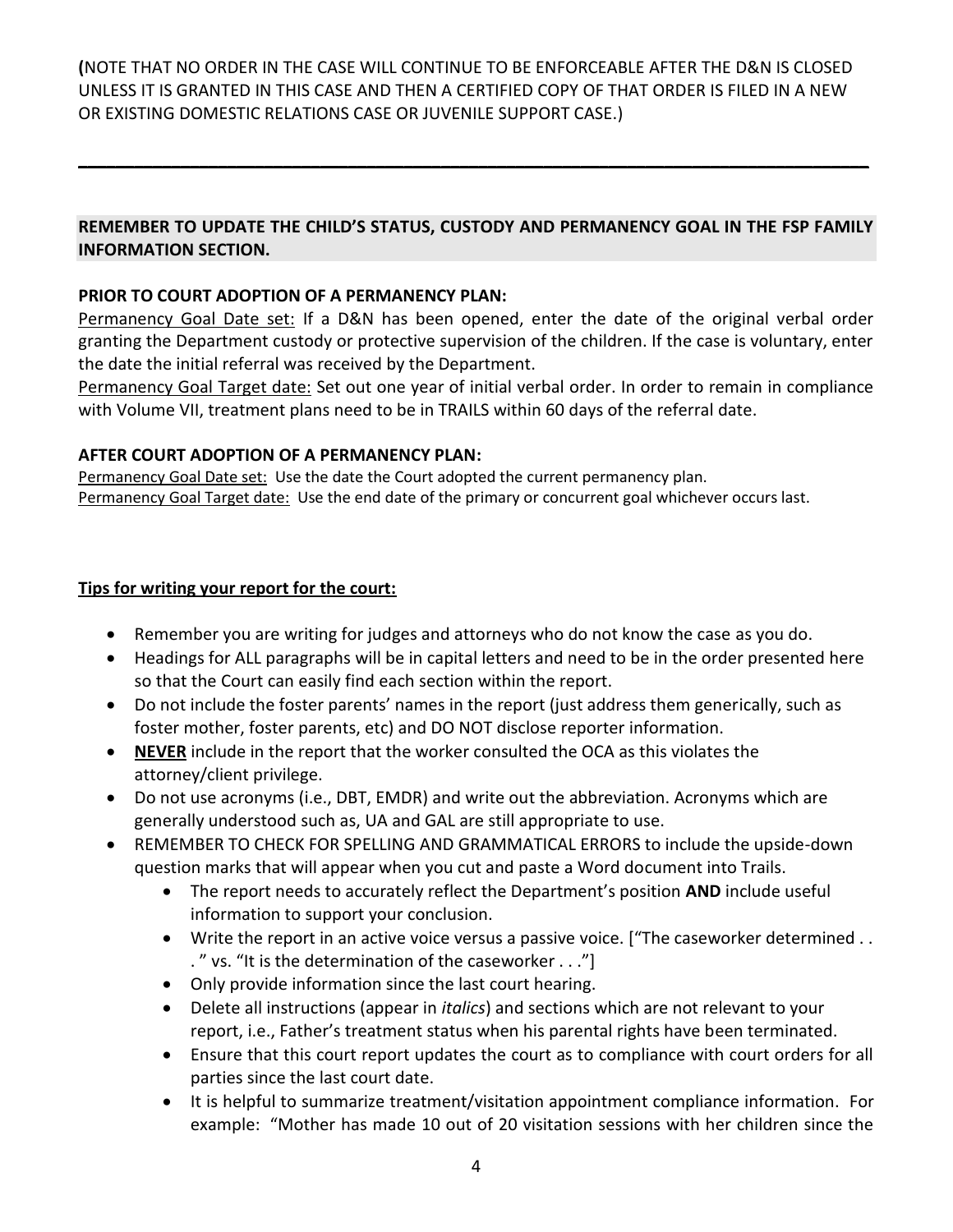**(**NOTE THAT NO ORDER IN THE CASE WILL CONTINUE TO BE ENFORCEABLE AFTER THE D&N IS CLOSED UNLESS IT IS GRANTED IN THIS CASE AND THEN A CERTIFIED COPY OF THAT ORDER IS FILED IN A NEW OR EXISTING DOMESTIC RELATIONS CASE OR JUVENILE SUPPORT CASE.)

---

**REMEMBER TO UPDATE THE CHILD'S STATUS, CUSTODY AND PERMANENCY GOAL IN THE FSP FAMILY INFORMATION SECTION.**

**PRIOR TO COURT ADOPTION OF A PERMANENCY PLAN:**

<u>Permanency Goal Date set:</u> If a D&N has been opened, enter the date of the original verbal order granting the Department custody or protective supervision of the children. If the case is voluntary, enter the date the initial referral was received by the Department.

<u>Permanency Goal Target date:</u> Set out one year of initial verbal order. In order to remain in compliance with Volume VII, treatment plans need to be in TRAILS within 60 days of the referral date.

**AFTER COURT ADOPTION OF A PERMANENCY PLAN:**

<u>Permanency Goal Date set:</u> Use the date the Court adopted the current permanency plan.

<u>Permanency Goal Target date:</u> Use the end date of the primary or concurrent goal whichever occurs last.

**<u>Tips for writing your report for the court:</u>**

- Remember you are writing for judges and attorneys who do not know the case as you do.
- Headings for ALL paragraphs will be in capital letters and need to be in the order presented here so that the Court can easily find each section within the report.
- Do not include the foster parents' names in the report (just address them generically, such as foster mother, foster parents, etc) and DO NOT disclose reporter information.
- **<u>NEVER</u>** include in the report that the worker consulted the OCA as this violates the attorney/client privilege.
- Do not use acronyms (i.e., DBT, EMDR) and write out the abbreviation. Acronyms which are generally understood such as, UA and GAL are still appropriate to use.
- REMEMBER TO CHECK FOR SPELLING AND GRAMMATICAL ERRORS to include the upside-down question marks that will appear when you cut and paste a Word document into Trails.
  - The report needs to accurately reflect the Department's position **AND** include useful information to support your conclusion.
  - Write the report in an active voice versus a passive voice. ["The caseworker determined . . . " vs. "It is the determination of the caseworker . . ."]
  - Only provide information since the last court hearing.
  - Delete all instructions (appear in *italics*) and sections which are not relevant to your report, i.e., Father's treatment status when his parental rights have been terminated.
  - Ensure that this court report updates the court as to compliance with court orders for all parties since the last court date.
  - It is helpful to summarize treatment/visitation appointment compliance information. For example: "Mother has made 10 out of 20 visitation sessions with her children since the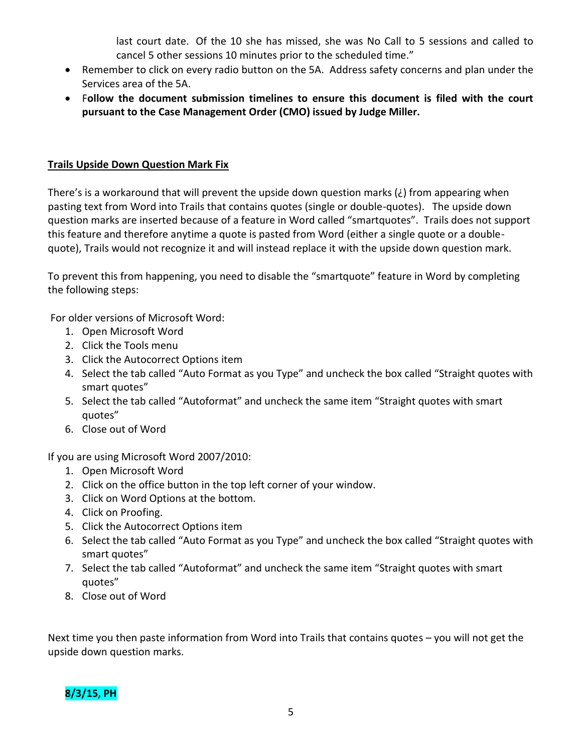last court date. Of the 10 she has missed, she was No Call to 5 sessions and called to cancel 5 other sessions 10 minutes prior to the scheduled time."

- Remember to click on every radio button on the 5A. Address safety concerns and plan under the Services area of the 5A.
- F**ollow the document submission timelines to ensure this document is filed with the court pursuant to the Case Management Order (CMO) issued by Judge Miller.**

**<u>Trails Upside Down Question Mark Fix</u>**

There's is a workaround that will prevent the upside down question marks (¿) from appearing when pasting text from Word into Trails that contains quotes (single or double-quotes). The upside down question marks are inserted because of a feature in Word called "smartquotes". Trails does not support this feature and therefore anytime a quote is pasted from Word (either a single quote or a double-quote), Trails would not recognize it and will instead replace it with the upside down question mark.

To prevent this from happening, you need to disable the "smartquote" feature in Word by completing the following steps:

For older versions of Microsoft Word:

1. Open Microsoft Word
2. Click the Tools menu
3. Click the Autocorrect Options item
4. Select the tab called "Auto Format as you Type" and uncheck the box called "Straight quotes with smart quotes"
5. Select the tab called "Autoformat" and uncheck the same item "Straight quotes with smart quotes"
6. Close out of Word

If you are using Microsoft Word 2007/2010:

1. Open Microsoft Word
2. Click on the office button in the top left corner of your window.
3. Click on Word Options at the bottom.
4. Click on Proofing.
5. Click the Autocorrect Options item
6. Select the tab called "Auto Format as you Type" and uncheck the box called "Straight quotes with smart quotes"
7. Select the tab called "Autoformat" and uncheck the same item "Straight quotes with smart quotes"
8. Close out of Word

Next time you then paste information from Word into Trails that contains quotes – you will not get the upside down question marks.

**8/3/15, PH**